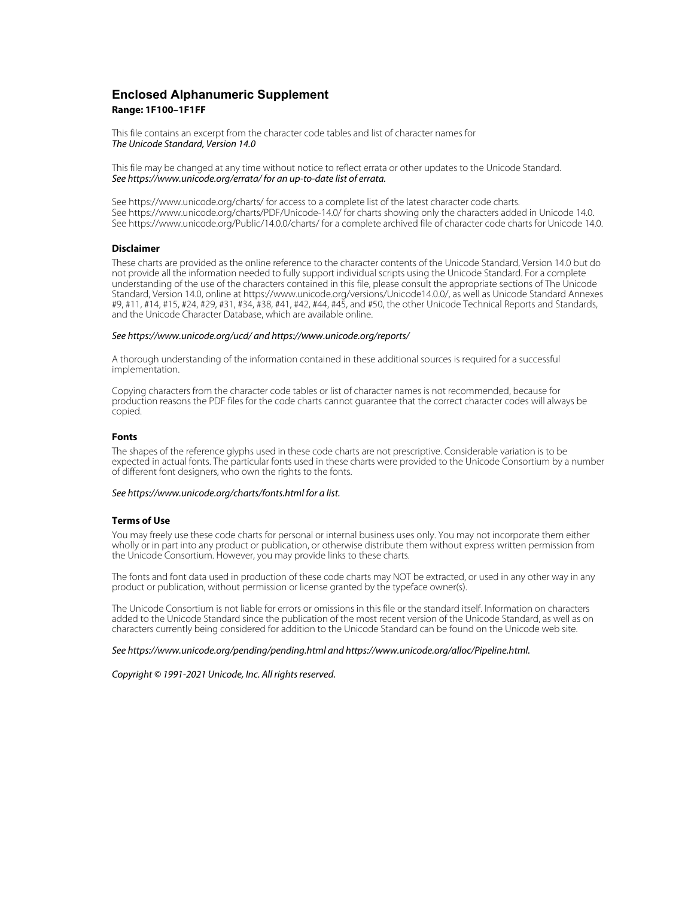# Enclosed Alphanumeric Supplement

**Range: 1F100–1F1FF**

This file contains an excerpt from the character code tables and list of character names for
*The Unicode Standard, Version 14.0*

This file may be changed at any time without notice to reflect errata or other updates to the Unicode Standard.
*See https://www.unicode.org/errata/ for an up-to-date list of errata.*

See https://www.unicode.org/charts/ for access to a complete list of the latest character code charts.
See https://www.unicode.org/charts/PDF/Unicode-14.0/ for charts showing only the characters added in Unicode 14.0.
See https://www.unicode.org/Public/14.0.0/charts/ for a complete archived file of character code charts for Unicode 14.0.

### Disclaimer

These charts are provided as the online reference to the character contents of the Unicode Standard, Version 14.0 but do not provide all the information needed to fully support individual scripts using the Unicode Standard. For a complete understanding of the use of the characters contained in this file, please consult the appropriate sections of The Unicode Standard, Version 14.0, online at https://www.unicode.org/versions/Unicode14.0.0/, as well as Unicode Standard Annexes #9, #11, #14, #15, #24, #29, #31, #34, #38, #41, #42, #44, #45, and #50, the other Unicode Technical Reports and Standards, and the Unicode Character Database, which are available online.

*See https://www.unicode.org/ucd/ and https://www.unicode.org/reports/*

A thorough understanding of the information contained in these additional sources is required for a successful implementation.

Copying characters from the character code tables or list of character names is not recommended, because for production reasons the PDF files for the code charts cannot guarantee that the correct character codes will always be copied.

### Fonts

The shapes of the reference glyphs used in these code charts are not prescriptive. Considerable variation is to be expected in actual fonts. The particular fonts used in these charts were provided to the Unicode Consortium by a number of different font designers, who own the rights to the fonts.

*See https://www.unicode.org/charts/fonts.html for a list.*

### Terms of Use

You may freely use these code charts for personal or internal business uses only. You may not incorporate them either wholly or in part into any product or publication, or otherwise distribute them without express written permission from the Unicode Consortium. However, you may provide links to these charts.

The fonts and font data used in production of these code charts may NOT be extracted, or used in any other way in any product or publication, without permission or license granted by the typeface owner(s).

The Unicode Consortium is not liable for errors or omissions in this file or the standard itself. Information on characters added to the Unicode Standard since the publication of the most recent version of the Unicode Standard, as well as on characters currently being considered for addition to the Unicode Standard can be found on the Unicode web site.

*See https://www.unicode.org/pending/pending.html and https://www.unicode.org/alloc/Pipeline.html.*

*Copyright © 1991-2021 Unicode, Inc. All rights reserved.*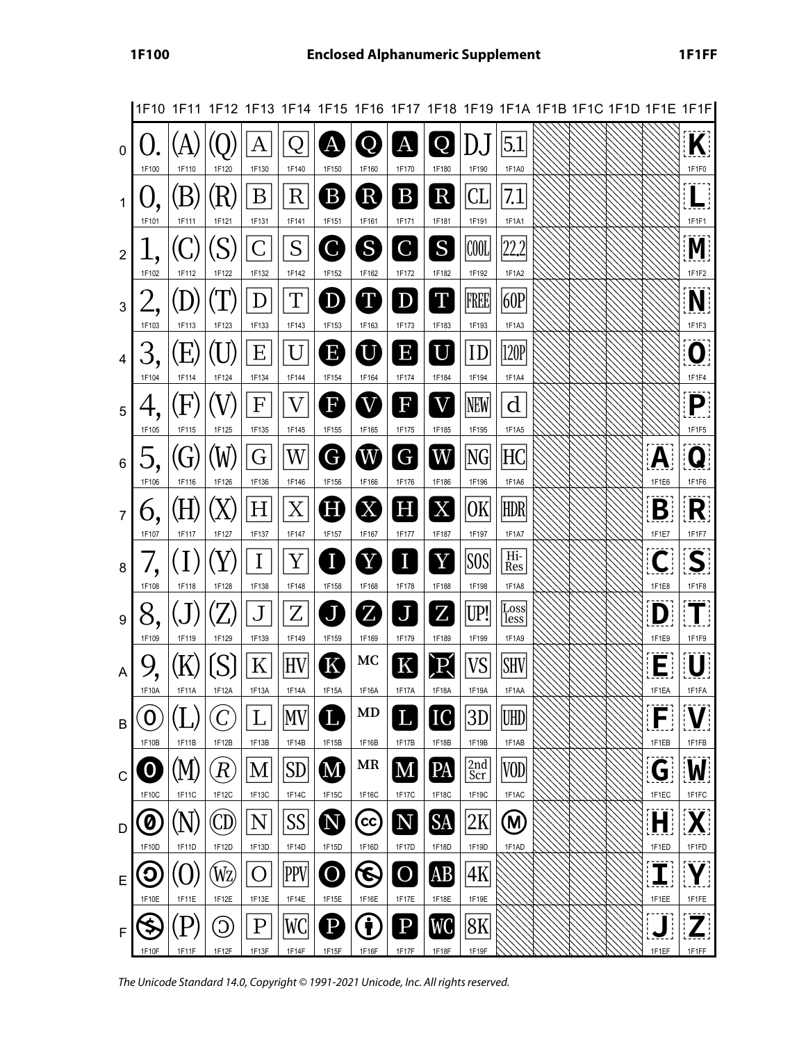# Enclosed Alphanumeric Supplement

| | 1F10 | 1F11 | 1F12 | 1F13 | 1F14 | 1F15 | 1F16 | 1F17 | 1F18 | 1F19 | 1F1A | 1F1B | 1F1C | 1F1D | 1F1E | 1F1F |
|---|---|---|---|---|---|---|---|---|---|---|---|---|---|---|---|---|
| 0 | 🄀 1F100 | 🄐 1F110 | 🄠 1F120 | 🄰 1F130 | 🅀 1F140 | 🅐 1F150 | 🅠 1F160 | 🅰 1F170 | 🆀 1F180 | 🆐 1F190 | 🆠 1F1A0 | | | | | 🇰 1F1F0 |
| 1 | 🄁 1F101 | 🄑 1F111 | 🄡 1F121 | 🄱 1F131 | 🅁 1F141 | 🅑 1F151 | 🅡 1F161 | 🅱 1F171 | 🆁 1F181 | 🆑 1F191 | 🆡 1F1A1 | | | | | 🇱 1F1F1 |
| 2 | 🄂 1F102 | 🄒 1F112 | 🄢 1F122 | 🄲 1F132 | 🅂 1F142 | 🅒 1F152 | 🅢 1F162 | 🅲 1F172 | 🆂 1F182 | 🆒 1F192 | 🆢 1F1A2 | | | | | 🇲 1F1F2 |
| 3 | 🄃 1F103 | 🄓 1F113 | 🄣 1F123 | 🄳 1F133 | 🅃 1F143 | 🅓 1F153 | 🅣 1F163 | 🅳 1F173 | 🆃 1F183 | 🆓 1F193 | 🆣 1F1A3 | | | | | 🇳 1F1F3 |
| 4 | 🄄 1F104 | 🄔 1F114 | 🄤 1F124 | 🄴 1F134 | 🅄 1F144 | 🅔 1F154 | 🅤 1F164 | 🅴 1F174 | 🆄 1F184 | 🆔 1F194 | 🆤 1F1A4 | | | | | 🇴 1F1F4 |
| 5 | 🄅 1F105 | 🄕 1F115 | 🄥 1F125 | 🄵 1F135 | 🅅 1F145 | 🅕 1F155 | 🅥 1F165 | 🅵 1F175 | 🆅 1F185 | 🆕 1F195 | 🆥 1F1A5 | | | | | 🇵 1F1F5 |
| 6 | 🄆 1F106 | 🄖 1F116 | 🄦 1F126 | 🄶 1F136 | 🅆 1F146 | 🅖 1F156 | 🅦 1F166 | 🅶 1F176 | 🆆 1F186 | 🆖 1F196 | 🆦 1F1A6 | | | | 🇦 1F1E6 | 🇶 1F1F6 |
| 7 | 🄇 1F107 | 🄗 1F117 | 🄧 1F127 | 🄷 1F137 | 🅇 1F147 | 🅗 1F157 | 🅧 1F167 | 🅷 1F177 | 🆇 1F187 | 🆗 1F197 | 🆧 1F1A7 | | | | 🇧 1F1E7 | 🇷 1F1F7 |
| 8 | 🄈 1F108 | 🄘 1F118 | 🄨 1F128 | 🄸 1F138 | 🅈 1F148 | 🅘 1F158 | 🅨 1F168 | 🅸 1F178 | 🆈 1F188 | 🆘 1F198 | 🆨 1F1A8 | | | | 🇨 1F1E8 | 🇸 1F1F8 |
| 9 | 🄉 1F109 | 🄙 1F119 | 🄩 1F129 | 🄹 1F139 | 🅉 1F149 | 🅙 1F159 | 🅩 1F169 | 🅹 1F179 | 🆉 1F189 | 🆙 1F199 | 🆩 1F1A9 | | | | 🇩 1F1E9 | 🇹 1F1F9 |
| A | 🄊 1F10A | 🄚 1F11A | 🄪 1F12A | 🄺 1F13A | 🅊 1F14A | 🅚 1F15A | 🅪 1F16A | 🅺 1F17A | 🆊 1F18A | 🆚 1F19A | 🆪 1F1AA | | | | 🇪 1F1EA | 🇺 1F1FA |
| B | 🄋 1F10B | 🄛 1F11B | 🄫 1F12B | 🄻 1F13B | 🅋 1F14B | 🅛 1F15B | 🅫 1F16B | 🅻 1F17B | 🆋 1F18B | 🆛 1F19B | 🆫 1F1AB | | | | 🇫 1F1EB | 🇻 1F1FB |
| C | 🄌 1F10C | 🄜 1F11C | 🄬 1F12C | 🄼 1F13C | 🅌 1F14C | 🅜 1F15C | 🅬 1F16C | 🅼 1F17C | 🆌 1F18C | 🆜 1F19C | 🆬 1F1AC | | | | 🇬 1F1EC | 🇼 1F1FC |
| D | 🄍 1F10D | 🄝 1F11D | 🄭 1F12D | 🄽 1F13D | 🅍 1F14D | 🅝 1F15D | 🅭 1F16D | 🅽 1F17D | 🆍 1F18D | 🆝 1F19D | 🆭 1F1AD | | | | 🇭 1F1ED | 🇽 1F1FD |
| E | 🄎 1F10E | 🄞 1F11E | 🄮 1F12E | 🄾 1F13E | 🅎 1F14E | 🅞 1F15E | 🅮 1F16E | 🅾 1F17E | 🆎 1F18E | 🆞 1F19E | | | | | 🇮 1F1EE | 🇾 1F1FE |
| F | 🄏 1F10F | 🄟 1F11F | 🄯 1F12F | 🄿 1F13F | 🅏 1F14F | 🅟 1F15F | 🅯 1F16F | 🅿 1F17F | 🆏 1F18F | 🆟 1F19F | | | | | 🇯 1F1EF | 🇿 1F1FF |

*The Unicode Standard 14.0, Copyright © 1991-2021 Unicode, Inc. All rights reserved.*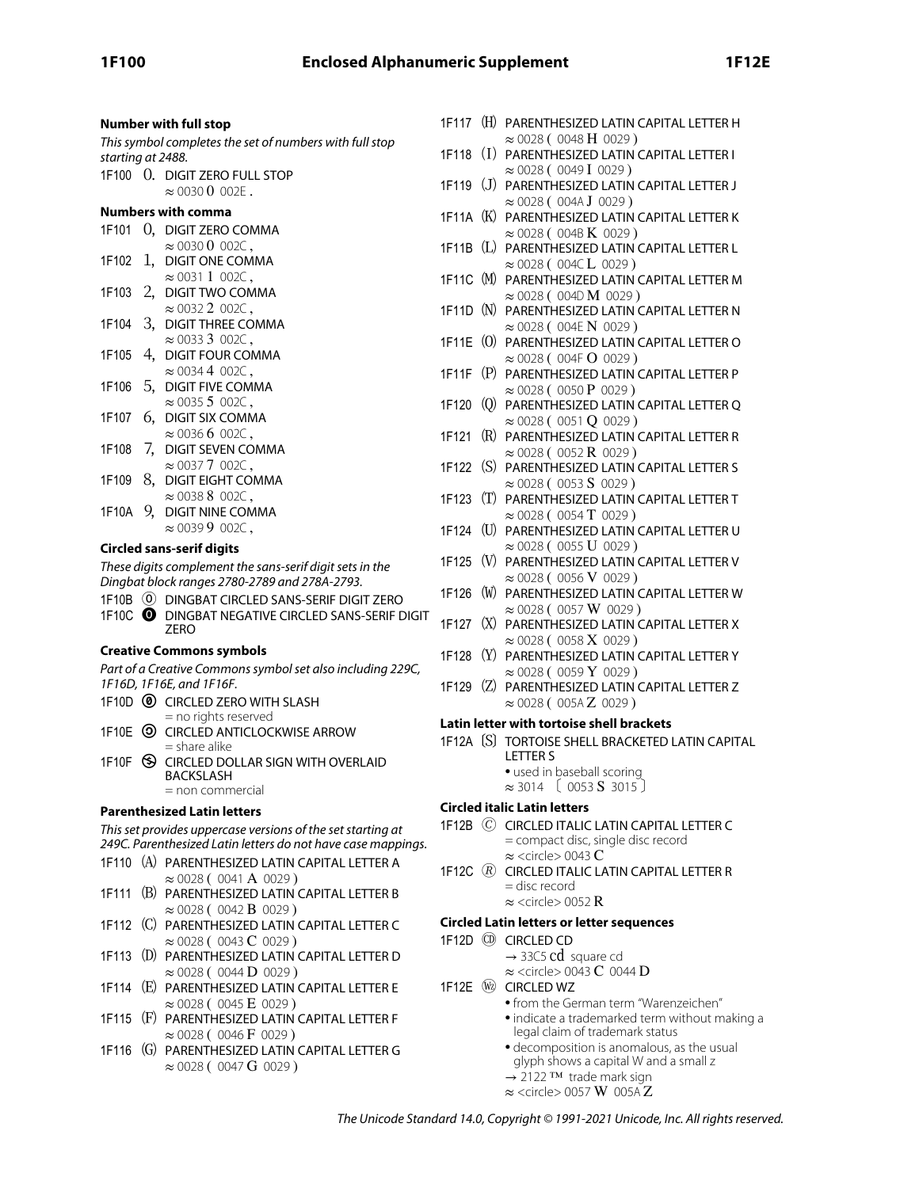**Number with full stop**

*This symbol completes the set of numbers with full stop starting at 2488.*

1F100 🄀 DIGIT ZERO FULL STOP
≈ 0030 0 002E .

**Numbers with comma**

1F101 🄁 DIGIT ZERO COMMA
≈ 0030 0 002C ,
1F102 🄂 DIGIT ONE COMMA
≈ 0031 1 002C ,
1F103 🄃 DIGIT TWO COMMA
≈ 0032 2 002C ,
1F104 🄄 DIGIT THREE COMMA
≈ 0033 3 002C ,
1F105 🄅 DIGIT FOUR COMMA
≈ 0034 4 002C ,
1F106 🄆 DIGIT FIVE COMMA
≈ 0035 5 002C ,
1F107 🄇 DIGIT SIX COMMA
≈ 0036 6 002C ,
1F108 🄈 DIGIT SEVEN COMMA
≈ 0037 7 002C ,
1F109 🄉 DIGIT EIGHT COMMA
≈ 0038 8 002C ,
1F10A 🄊 DIGIT NINE COMMA
≈ 0039 9 002C ,

**Circled sans-serif digits**

*These digits complement the sans-serif digit sets in the Dingbat block ranges 2780-2789 and 278A-2793.*

1F10B 🄋 DINGBAT CIRCLED SANS-SERIF DIGIT ZERO
1F10C 🄌 DINGBAT NEGATIVE CIRCLED SANS-SERIF DIGIT ZERO

**Creative Commons symbols**

*Part of a Creative Commons symbol set also including 229C, 1F16D, 1F16E, and 1F16F.*

1F10D 🄍 CIRCLED ZERO WITH SLASH
= no rights reserved
1F10E 🄎 CIRCLED ANTICLOCKWISE ARROW
= share alike
1F10F 🄏 CIRCLED DOLLAR SIGN WITH OVERLAID BACKSLASH
= non commercial

**Parenthesized Latin letters**

*This set provides uppercase versions of the set starting at 249C. Parenthesized Latin letters do not have case mappings.*

1F110 🄐 PARENTHESIZED LATIN CAPITAL LETTER A
≈ 0028 ( 0041 A 0029 )
1F111 🄑 PARENTHESIZED LATIN CAPITAL LETTER B
≈ 0028 ( 0042 B 0029 )
1F112 🄒 PARENTHESIZED LATIN CAPITAL LETTER C
≈ 0028 ( 0043 C 0029 )
1F113 🄓 PARENTHESIZED LATIN CAPITAL LETTER D
≈ 0028 ( 0044 D 0029 )
1F114 🄔 PARENTHESIZED LATIN CAPITAL LETTER E
≈ 0028 ( 0045 E 0029 )
1F115 🄕 PARENTHESIZED LATIN CAPITAL LETTER F
≈ 0028 ( 0046 F 0029 )
1F116 🄖 PARENTHESIZED LATIN CAPITAL LETTER G
≈ 0028 ( 0047 G 0029 )
1F117 🄗 PARENTHESIZED LATIN CAPITAL LETTER H
≈ 0028 ( 0048 H 0029 )
1F118 🄘 PARENTHESIZED LATIN CAPITAL LETTER I
≈ 0028 ( 0049 I 0029 )
1F119 🄙 PARENTHESIZED LATIN CAPITAL LETTER J
≈ 0028 ( 004A J 0029 )
1F11A 🄚 PARENTHESIZED LATIN CAPITAL LETTER K
≈ 0028 ( 004B K 0029 )
1F11B 🄛 PARENTHESIZED LATIN CAPITAL LETTER L
≈ 0028 ( 004C L 0029 )
1F11C 🄜 PARENTHESIZED LATIN CAPITAL LETTER M
≈ 0028 ( 004D M 0029 )
1F11D 🄝 PARENTHESIZED LATIN CAPITAL LETTER N
≈ 0028 ( 004E N 0029 )
1F11E 🄞 PARENTHESIZED LATIN CAPITAL LETTER O
≈ 0028 ( 004F O 0029 )
1F11F 🄟 PARENTHESIZED LATIN CAPITAL LETTER P
≈ 0028 ( 0050 P 0029 )
1F120 🄠 PARENTHESIZED LATIN CAPITAL LETTER Q
≈ 0028 ( 0051 Q 0029 )
1F121 🄡 PARENTHESIZED LATIN CAPITAL LETTER R
≈ 0028 ( 0052 R 0029 )
1F122 🄢 PARENTHESIZED LATIN CAPITAL LETTER S
≈ 0028 ( 0053 S 0029 )
1F123 🄣 PARENTHESIZED LATIN CAPITAL LETTER T
≈ 0028 ( 0054 T 0029 )
1F124 🄤 PARENTHESIZED LATIN CAPITAL LETTER U
≈ 0028 ( 0055 U 0029 )
1F125 🄥 PARENTHESIZED LATIN CAPITAL LETTER V
≈ 0028 ( 0056 V 0029 )
1F126 🄦 PARENTHESIZED LATIN CAPITAL LETTER W
≈ 0028 ( 0057 W 0029 )
1F127 🄧 PARENTHESIZED LATIN CAPITAL LETTER X
≈ 0028 ( 0058 X 0029 )
1F128 🄨 PARENTHESIZED LATIN CAPITAL LETTER Y
≈ 0028 ( 0059 Y 0029 )
1F129 🄩 PARENTHESIZED LATIN CAPITAL LETTER Z
≈ 0028 ( 005A Z 0029 )

**Latin letter with tortoise shell brackets**

1F12A 🄪 TORTOISE SHELL BRACKETED LATIN CAPITAL LETTER S
• used in baseball scoring
≈ 3014 〔 0053 S 3015 〕

**Circled italic Latin letters**

1F12B 🄫 CIRCLED ITALIC LATIN CAPITAL LETTER C
= compact disc, single disc record
≈ <circle> 0043 C
1F12C 🄬 CIRCLED ITALIC LATIN CAPITAL LETTER R
= disc record
≈ <circle> 0052 R

**Circled Latin letters or letter sequences**

1F12D 🄭 CIRCLED CD
→ 33C5 ㏅ square cd
≈ <circle> 0043 C 0044 D
1F12E 🄮 CIRCLED WZ
• from the German term "Warenzeichen"
• indicate a trademarked term without making a legal claim of trademark status
• decomposition is anomalous, as the usual glyph shows a capital W and a small z
→ 2122 ™ trade mark sign
≈ <circle> 0057 W 005A Z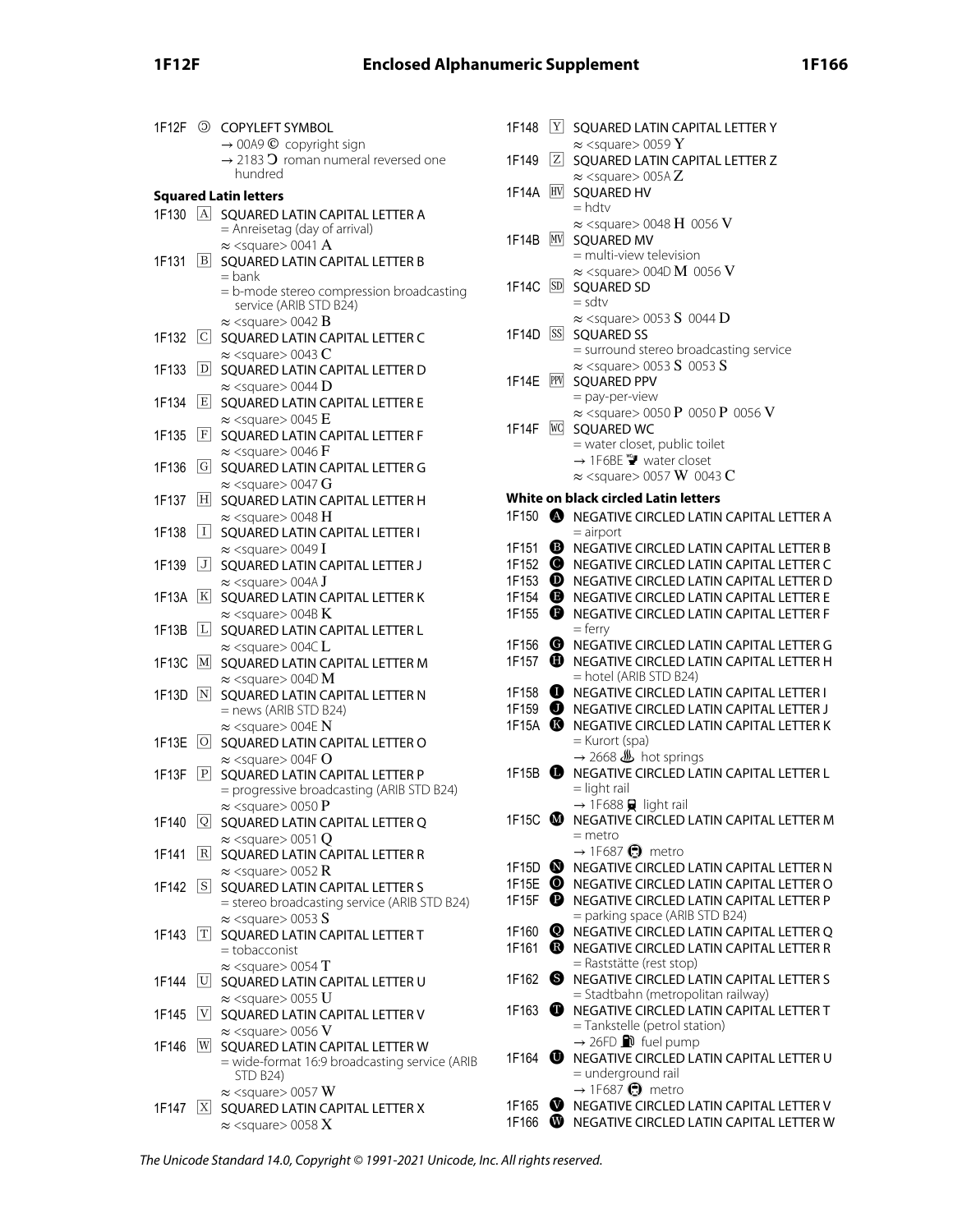1F12F 🄯 COPYLEFT SYMBOL
→ 00A9 © copyright sign
→ 2183 Ↄ roman numeral reversed one hundred

**Squared Latin letters**

1F130 🄰 SQUARED LATIN CAPITAL LETTER A
= Anreisetag (day of arrival)
≈ <square> 0041 A

1F131 🄱 SQUARED LATIN CAPITAL LETTER B
= bank
= b-mode stereo compression broadcasting service (ARIB STD B24)
≈ <square> 0042 B

1F132 🄲 SQUARED LATIN CAPITAL LETTER C
≈ <square> 0043 C

1F133 🄳 SQUARED LATIN CAPITAL LETTER D
≈ <square> 0044 D

1F134 🄴 SQUARED LATIN CAPITAL LETTER E
≈ <square> 0045 E

1F135 🄵 SQUARED LATIN CAPITAL LETTER F
≈ <square> 0046 F

1F136 🄶 SQUARED LATIN CAPITAL LETTER G
≈ <square> 0047 G

1F137 🄷 SQUARED LATIN CAPITAL LETTER H
≈ <square> 0048 H

1F138 🄸 SQUARED LATIN CAPITAL LETTER I
≈ <square> 0049 I

1F139 🄹 SQUARED LATIN CAPITAL LETTER J
≈ <square> 004A J

1F13A 🄺 SQUARED LATIN CAPITAL LETTER K
≈ <square> 004B K

1F13B 🄻 SQUARED LATIN CAPITAL LETTER L
≈ <square> 004C L

1F13C 🄼 SQUARED LATIN CAPITAL LETTER M
≈ <square> 004D M

1F13D 🄽 SQUARED LATIN CAPITAL LETTER N
= news (ARIB STD B24)
≈ <square> 004E N

1F13E 🄾 SQUARED LATIN CAPITAL LETTER O
≈ <square> 004F O

1F13F 🄿 SQUARED LATIN CAPITAL LETTER P
= progressive broadcasting (ARIB STD B24)
≈ <square> 0050 P

1F140 🅀 SQUARED LATIN CAPITAL LETTER Q
≈ <square> 0051 Q

1F141 🅁 SQUARED LATIN CAPITAL LETTER R
≈ <square> 0052 R

1F142 🅂 SQUARED LATIN CAPITAL LETTER S
= stereo broadcasting service (ARIB STD B24)
≈ <square> 0053 S

1F143 🅃 SQUARED LATIN CAPITAL LETTER T
= tobacconist
≈ <square> 0054 T

1F144 🅄 SQUARED LATIN CAPITAL LETTER U
≈ <square> 0055 U

1F145 🅅 SQUARED LATIN CAPITAL LETTER V
≈ <square> 0056 V

1F146 🅆 SQUARED LATIN CAPITAL LETTER W
= wide-format 16:9 broadcasting service (ARIB STD B24)
≈ <square> 0057 W

1F147 🅇 SQUARED LATIN CAPITAL LETTER X
≈ <square> 0058 X

1F148 🅈 SQUARED LATIN CAPITAL LETTER Y
≈ <square> 0059 Y

1F149 🅉 SQUARED LATIN CAPITAL LETTER Z
≈ <square> 005A Z

1F14A 🅊 SQUARED HV
= hdtv
≈ <square> 0048 H 0056 V

1F14B 🅋 SQUARED MV
= multi-view television
≈ <square> 004D M 0056 V

1F14C 🅌 SQUARED SD
= sdtv
≈ <square> 0053 S 0044 D

1F14D 🅍 SQUARED SS
= surround stereo broadcasting service
≈ <square> 0053 S 0053 S

1F14E 🅎 SQUARED PPV
= pay-per-view
≈ <square> 0050 P 0050 P 0056 V

1F14F 🅏 SQUARED WC
= water closet, public toilet
→ 1F6BE 🚾 water closet
≈ <square> 0057 W 0043 C

**White on black circled Latin letters**

1F150 🅐 NEGATIVE CIRCLED LATIN CAPITAL LETTER A
= airport

1F151 🅑 NEGATIVE CIRCLED LATIN CAPITAL LETTER B

1F152 🅒 NEGATIVE CIRCLED LATIN CAPITAL LETTER C

1F153 🅓 NEGATIVE CIRCLED LATIN CAPITAL LETTER D

1F154 🅔 NEGATIVE CIRCLED LATIN CAPITAL LETTER E

1F155 🅕 NEGATIVE CIRCLED LATIN CAPITAL LETTER F
= ferry

1F156 🅖 NEGATIVE CIRCLED LATIN CAPITAL LETTER G

1F157 🅗 NEGATIVE CIRCLED LATIN CAPITAL LETTER H
= hotel (ARIB STD B24)

1F158 🅘 NEGATIVE CIRCLED LATIN CAPITAL LETTER I

1F159 🅙 NEGATIVE CIRCLED LATIN CAPITAL LETTER J

1F15A 🅚 NEGATIVE CIRCLED LATIN CAPITAL LETTER K
= Kurort (spa)
→ 2668 ♨ hot springs

1F15B 🅛 NEGATIVE CIRCLED LATIN CAPITAL LETTER L
= light rail
→ 1F688 🚈 light rail

1F15C 🅜 NEGATIVE CIRCLED LATIN CAPITAL LETTER M
= metro
→ 1F687 🚇 metro

1F15D 🅝 NEGATIVE CIRCLED LATIN CAPITAL LETTER N

1F15E 🅞 NEGATIVE CIRCLED LATIN CAPITAL LETTER O

1F15F 🅟 NEGATIVE CIRCLED LATIN CAPITAL LETTER P
= parking space (ARIB STD B24)

1F160 🅠 NEGATIVE CIRCLED LATIN CAPITAL LETTER Q

1F161 🅡 NEGATIVE CIRCLED LATIN CAPITAL LETTER R
= Raststätte (rest stop)

1F162 🅢 NEGATIVE CIRCLED LATIN CAPITAL LETTER S
= Stadtbahn (metropolitan railway)

1F163 🅣 NEGATIVE CIRCLED LATIN CAPITAL LETTER T
= Tankstelle (petrol station)
→ 26FD ⛽ fuel pump

1F164 🅤 NEGATIVE CIRCLED LATIN CAPITAL LETTER U
= underground rail
→ 1F687 🚇 metro

1F165 🅥 NEGATIVE CIRCLED LATIN CAPITAL LETTER V

1F166 🅦 NEGATIVE CIRCLED LATIN CAPITAL LETTER W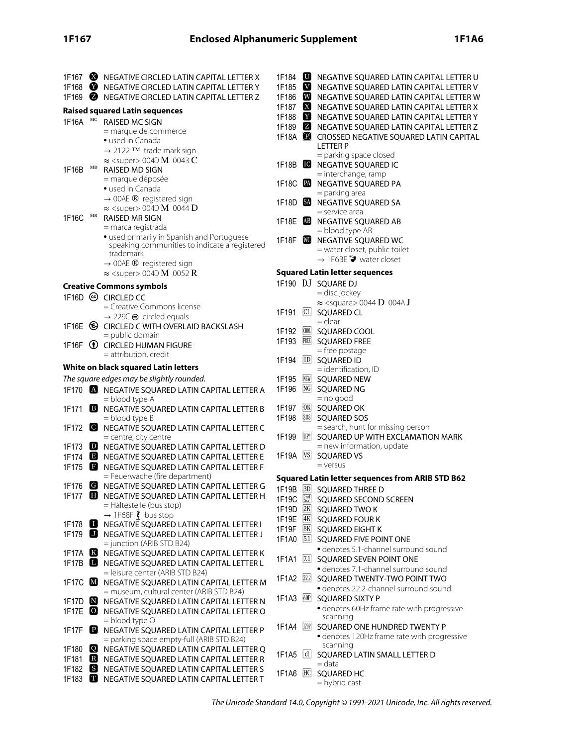1F167 🅧 NEGATIVE CIRCLED LATIN CAPITAL LETTER X
1F168 🅨 NEGATIVE CIRCLED LATIN CAPITAL LETTER Y
1F169 🅩 NEGATIVE CIRCLED LATIN CAPITAL LETTER Z

### Raised squared Latin sequences

1F16A 🅪 RAISED MC SIGN
- = marque de commerce
- • used in Canada
- → 2122 ™ trade mark sign
- ≈ <super> 004D M 0043 C

1F16B 🅫 RAISED MD SIGN
- = marque déposée
- • used in Canada
- → 00AE ® registered sign
- ≈ <super> 004D M 0044 D

1F16C 🅬 RAISED MR SIGN
- = marca registrada
- • used primarily in Spanish and Portuguese speaking communities to indicate a registered trademark
- → 00AE ® registered sign
- ≈ <super> 004D M 0052 R

### Creative Commons symbols

1F16D 🅭 CIRCLED CC
- = Creative Commons license
- → 229C ⊜ circled equals

1F16E 🅮 CIRCLED C WITH OVERLAID BACKSLASH
- = public domain

1F16F 🅯 CIRCLED HUMAN FIGURE
- = attribution, credit

### White on black squared Latin letters

*The square edges may be slightly rounded.*

1F170 🅰 NEGATIVE SQUARED LATIN CAPITAL LETTER A
- = blood type A

1F171 🅱 NEGATIVE SQUARED LATIN CAPITAL LETTER B
- = blood type B

1F172 🅲 NEGATIVE SQUARED LATIN CAPITAL LETTER C
- = centre, city centre

1F173 🅳 NEGATIVE SQUARED LATIN CAPITAL LETTER D
1F174 🅴 NEGATIVE SQUARED LATIN CAPITAL LETTER E
1F175 🅵 NEGATIVE SQUARED LATIN CAPITAL LETTER F
- = Feuerwache (fire department)

1F176 🅶 NEGATIVE SQUARED LATIN CAPITAL LETTER G
1F177 🅷 NEGATIVE SQUARED LATIN CAPITAL LETTER H
- = Haltestelle (bus stop)
- → 1F68F 🚏 bus stop

1F178 🅸 NEGATIVE SQUARED LATIN CAPITAL LETTER I
1F179 🅹 NEGATIVE SQUARED LATIN CAPITAL LETTER J
- = junction (ARIB STD B24)

1F17A 🅺 NEGATIVE SQUARED LATIN CAPITAL LETTER K
1F17B 🅻 NEGATIVE SQUARED LATIN CAPITAL LETTER L
- = leisure center (ARIB STD B24)

1F17C 🅼 NEGATIVE SQUARED LATIN CAPITAL LETTER M
- = museum, cultural center (ARIB STD B24)

1F17D 🅽 NEGATIVE SQUARED LATIN CAPITAL LETTER N
1F17E 🅾 NEGATIVE SQUARED LATIN CAPITAL LETTER O
- = blood type O

1F17F 🅿 NEGATIVE SQUARED LATIN CAPITAL LETTER P
- = parking space empty-full (ARIB STD B24)

1F180 🆀 NEGATIVE SQUARED LATIN CAPITAL LETTER Q
1F181 🆁 NEGATIVE SQUARED LATIN CAPITAL LETTER R
1F182 🆂 NEGATIVE SQUARED LATIN CAPITAL LETTER S
1F183 🆃 NEGATIVE SQUARED LATIN CAPITAL LETTER T
1F184 🆄 NEGATIVE SQUARED LATIN CAPITAL LETTER U
1F185 🆅 NEGATIVE SQUARED LATIN CAPITAL LETTER V
1F186 🆆 NEGATIVE SQUARED LATIN CAPITAL LETTER W
1F187 🆇 NEGATIVE SQUARED LATIN CAPITAL LETTER X
1F188 🆈 NEGATIVE SQUARED LATIN CAPITAL LETTER Y
1F189 🆉 NEGATIVE SQUARED LATIN CAPITAL LETTER Z
1F18A 🆊 CROSSED NEGATIVE SQUARED LATIN CAPITAL LETTER P
- = parking space closed

1F18B 🆋 NEGATIVE SQUARED IC
- = interchange, ramp

1F18C 🆌 NEGATIVE SQUARED PA
- = parking area

1F18D 🆍 NEGATIVE SQUARED SA
- = service area

1F18E 🆎 NEGATIVE SQUARED AB
- = blood type AB

1F18F 🆏 NEGATIVE SQUARED WC
- = water closet, public toilet
- → 1F6BE 🚾 water closet

### Squared Latin letter sequences

1F190 🆐 SQUARE DJ
- = disc jockey
- ≈ <square> 0044 D 004A J

1F191 🆑 SQUARED CL
- = clear

1F192 🆒 SQUARED COOL
1F193 🆓 SQUARED FREE
- = free postage

1F194 🆔 SQUARED ID
- = identification, ID

1F195 🆕 SQUARED NEW
1F196 🆖 SQUARED NG
- = no good

1F197 🆗 SQUARED OK
1F198 🆘 SQUARED SOS
- = search, hunt for missing person

1F199 🆙 SQUARED UP WITH EXCLAMATION MARK
- = new information, update

1F19A 🆚 SQUARED VS
- = versus

### Squared Latin letter sequences from ARIB STD B62

1F19B 🆛 SQUARED THREE D
1F19C 🆜 SQUARED SECOND SCREEN
1F19D 🆝 SQUARED TWO K
1F19E 🆞 SQUARED FOUR K
1F19F 🆟 SQUARED EIGHT K
1F1A0 🆠 SQUARED FIVE POINT ONE
- • denotes 5.1-channel surround sound

1F1A1 🆡 SQUARED SEVEN POINT ONE
- • denotes 7.1-channel surround sound

1F1A2 🆢 SQUARED TWENTY-TWO POINT TWO
- • denotes 22.2-channel surround sound

1F1A3 🆣 SQUARED SIXTY P
- • denotes 60Hz frame rate with progressive scanning

1F1A4 🆤 SQUARED ONE HUNDRED TWENTY P
- • denotes 120Hz frame rate with progressive scanning

1F1A5 🆥 SQUARED LATIN SMALL LETTER D
- = data

1F1A6 🆦 SQUARED HC
- = hybrid cast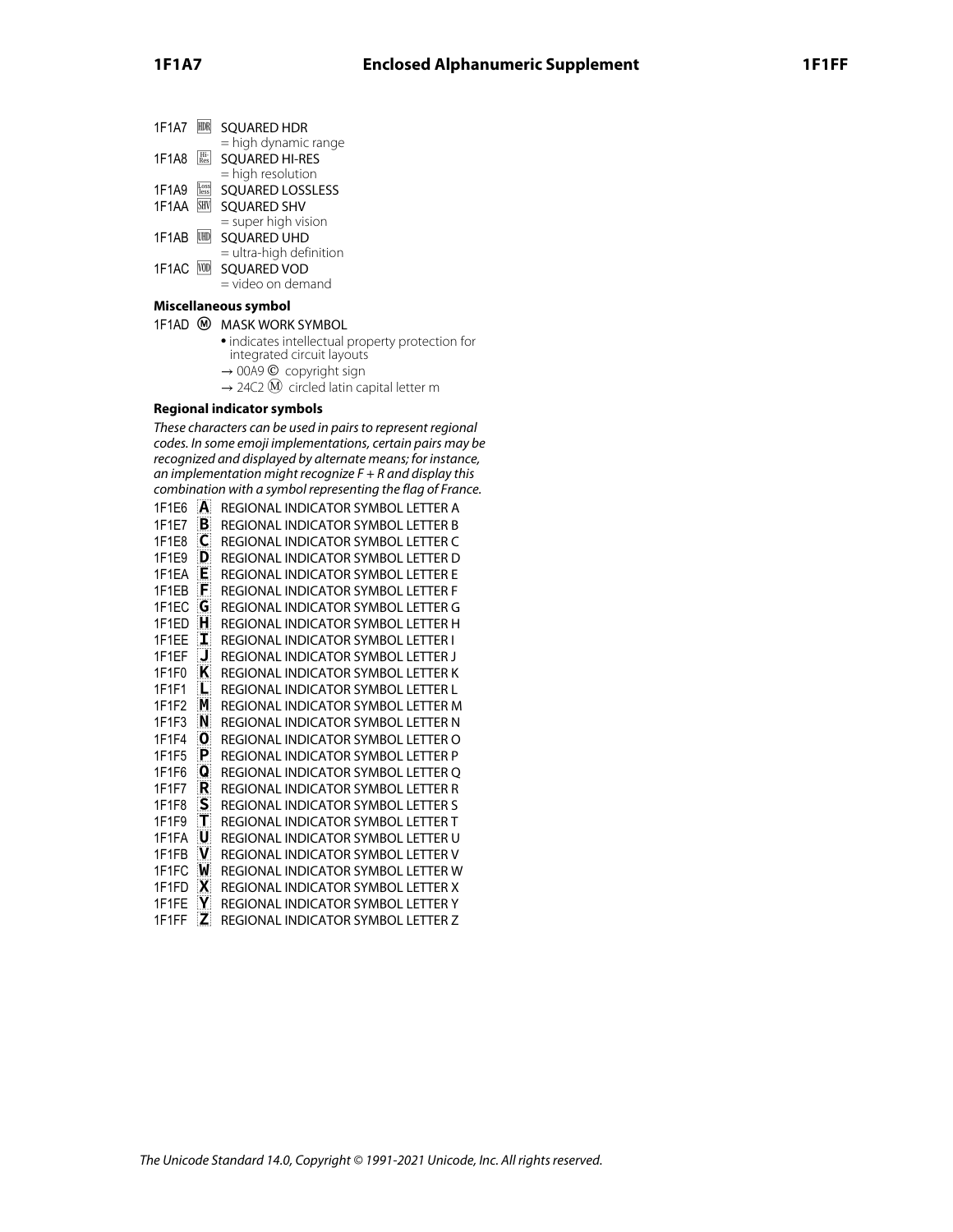1F1A7 🆧 SQUARED HDR
= high dynamic range

1F1A8 🆨 SQUARED HI-RES
= high resolution

1F1A9 🆩 SQUARED LOSSLESS

1F1AA 🆪 SQUARED SHV
= super high vision

1F1AB 🆫 SQUARED UHD
= ultra-high definition

1F1AC 🆬 SQUARED VOD
= video on demand

### Miscellaneous symbol

1F1AD 🆭 MASK WORK SYMBOL
- indicates intellectual property protection for integrated circuit layouts

→ 00A9 © copyright sign
→ 24C2 Ⓜ circled latin capital letter m

### Regional indicator symbols

*These characters can be used in pairs to represent regional codes. In some emoji implementations, certain pairs may be recognized and displayed by alternate means; for instance, an implementation might recognize F + R and display this combination with a symbol representing the flag of France.*

1F1E6 🇦 REGIONAL INDICATOR SYMBOL LETTER A
1F1E7 🇧 REGIONAL INDICATOR SYMBOL LETTER B
1F1E8 🇨 REGIONAL INDICATOR SYMBOL LETTER C
1F1E9 🇩 REGIONAL INDICATOR SYMBOL LETTER D
1F1EA 🇪 REGIONAL INDICATOR SYMBOL LETTER E
1F1EB 🇫 REGIONAL INDICATOR SYMBOL LETTER F
1F1EC 🇬 REGIONAL INDICATOR SYMBOL LETTER G
1F1ED 🇭 REGIONAL INDICATOR SYMBOL LETTER H
1F1EE 🇮 REGIONAL INDICATOR SYMBOL LETTER I
1F1EF 🇯 REGIONAL INDICATOR SYMBOL LETTER J
1F1F0 🇰 REGIONAL INDICATOR SYMBOL LETTER K
1F1F1 🇱 REGIONAL INDICATOR SYMBOL LETTER L
1F1F2 🇲 REGIONAL INDICATOR SYMBOL LETTER M
1F1F3 🇳 REGIONAL INDICATOR SYMBOL LETTER N
1F1F4 🇴 REGIONAL INDICATOR SYMBOL LETTER O
1F1F5 🇵 REGIONAL INDICATOR SYMBOL LETTER P
1F1F6 🇶 REGIONAL INDICATOR SYMBOL LETTER Q
1F1F7 🇷 REGIONAL INDICATOR SYMBOL LETTER R
1F1F8 🇸 REGIONAL INDICATOR SYMBOL LETTER S
1F1F9 🇹 REGIONAL INDICATOR SYMBOL LETTER T
1F1FA 🇺 REGIONAL INDICATOR SYMBOL LETTER U
1F1FB 🇻 REGIONAL INDICATOR SYMBOL LETTER V
1F1FC 🇼 REGIONAL INDICATOR SYMBOL LETTER W
1F1FD 🇽 REGIONAL INDICATOR SYMBOL LETTER X
1F1FE 🇾 REGIONAL INDICATOR SYMBOL LETTER Y
1F1FF 🇿 REGIONAL INDICATOR SYMBOL LETTER Z